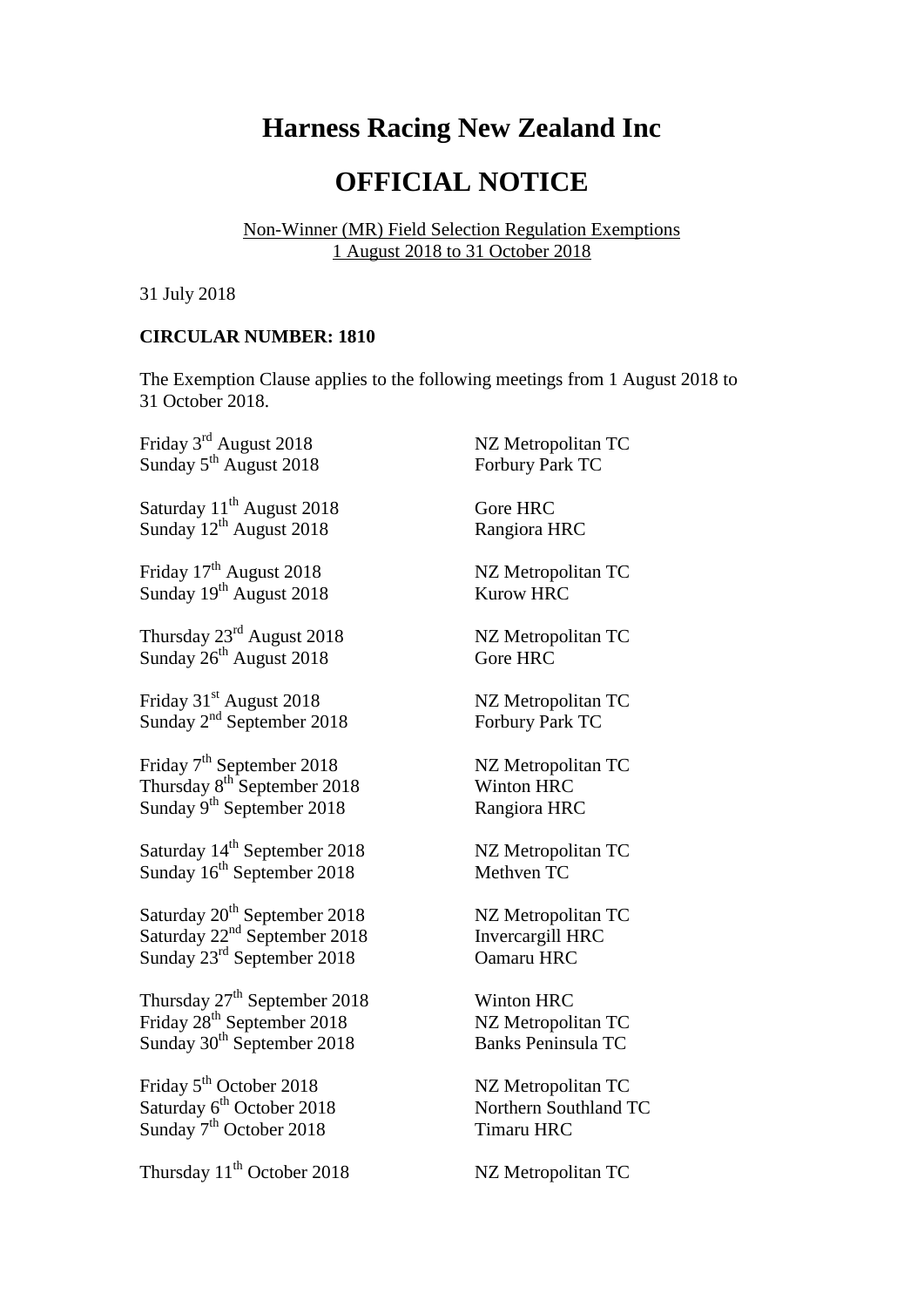# Harness Racing New Zealand Inc

# OFFICIAL NOTICE

Non-Winner (MR) Field Selection Regulation Exemptions
1 August 2018 to 31 October 2018

31 July 2018

**CIRCULAR NUMBER: 1810**

The Exemption Clause applies to the following meetings from 1 August 2018 to 31 October 2018.

| | |
|---|---|
| Friday 3rd August 2018 | NZ Metropolitan TC |
| Sunday 5th August 2018 | Forbury Park TC |
| | |
| Saturday 11th August 2018 | Gore HRC |
| Sunday 12th August 2018 | Rangiora HRC |
| | |
| Friday 17th August 2018 | NZ Metropolitan TC |
| Sunday 19th August 2018 | Kurow HRC |
| | |
| Thursday 23rd August 2018 | NZ Metropolitan TC |
| Sunday 26th August 2018 | Gore HRC |
| | |
| Friday 31st August 2018 | NZ Metropolitan TC |
| Sunday 2nd September 2018 | Forbury Park TC |
| | |
| Friday 7th September 2018 | NZ Metropolitan TC |
| Thursday 8th September 2018 | Winton HRC |
| Sunday 9th September 2018 | Rangiora HRC |
| | |
| Saturday 14th September 2018 | NZ Metropolitan TC |
| Sunday 16th September 2018 | Methven TC |
| | |
| Saturday 20th September 2018 | NZ Metropolitan TC |
| Saturday 22nd September 2018 | Invercargill HRC |
| Sunday 23rd September 2018 | Oamaru HRC |
| | |
| Thursday 27th September 2018 | Winton HRC |
| Friday 28th September 2018 | NZ Metropolitan TC |
| Sunday 30th September 2018 | Banks Peninsula TC |
| | |
| Friday 5th October 2018 | NZ Metropolitan TC |
| Saturday 6th October 2018 | Northern Southland TC |
| Sunday 7th October 2018 | Timaru HRC |
| | |
| Thursday 11th October 2018 | NZ Metropolitan TC |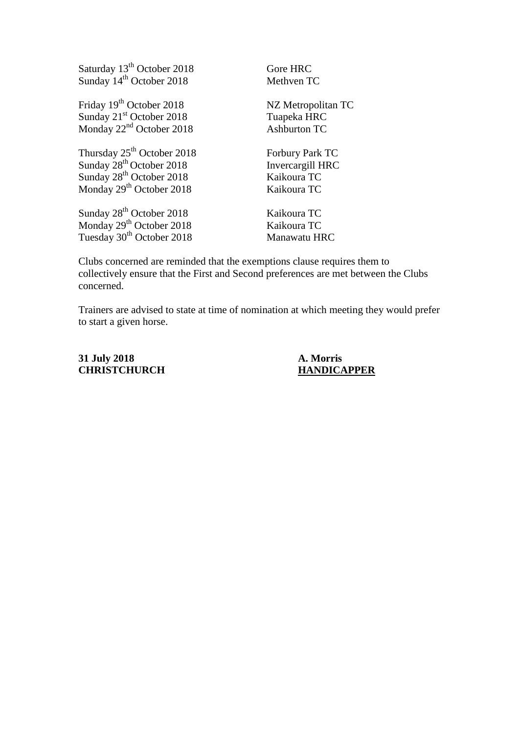| | |
|---|---|
| Saturday 13th October 2018 | Gore HRC |
| Sunday 14th October 2018 | Methven TC |
| | |
| Friday 19th October 2018 | NZ Metropolitan TC |
| Sunday 21st October 2018 | Tuapeka HRC |
| Monday 22nd October 2018 | Ashburton TC |
| | |
| Thursday 25th October 2018 | Forbury Park TC |
| Sunday 28th October 2018 | Invercargill HRC |
| Sunday 28th October 2018 | Kaikoura TC |
| Monday 29th October 2018 | Kaikoura TC |
| | |
| Sunday 28th October 2018 | Kaikoura TC |
| Monday 29th October 2018 | Kaikoura TC |
| Tuesday 30th October 2018 | Manawatu HRC |

Clubs concerned are reminded that the exemptions clause requires them to collectively ensure that the First and Second preferences are met between the Clubs concerned.

Trainers are advised to state at time of nomination at which meeting they would prefer to start a given horse.

**31 July 2018**
**CHRISTCHURCH**

**A. Morris**
**HANDICAPPER**